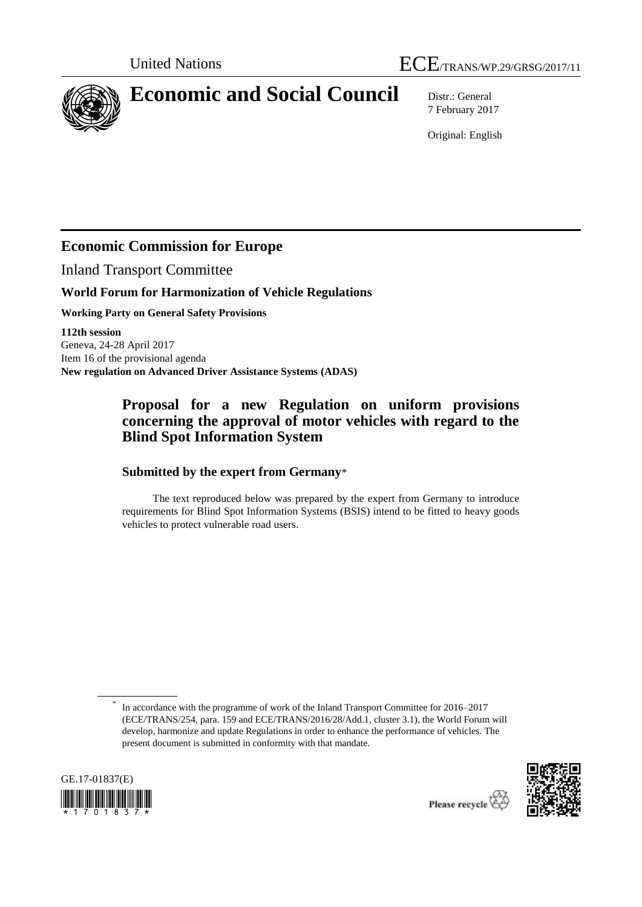United Nations ECE/TRANS/WP.29/GRSG/2017/11

# Economic and Social Council

Distr.: General
7 February 2017

Original: English

## Economic Commission for Europe

Inland Transport Committee

**World Forum for Harmonization of Vehicle Regulations**

**Working Party on General Safety Provisions**

**112th session**
Geneva, 24-28 April 2017
Item 16 of the provisional agenda
**New regulation on Advanced Driver Assistance Systems (ADAS)**

## Proposal for a new Regulation on uniform provisions concerning the approval of motor vehicles with regard to the Blind Spot Information System

### Submitted by the expert from Germany*

The text reproduced below was prepared by the expert from Germany to introduce requirements for Blind Spot Information Systems (BSIS) intend to be fitted to heavy goods vehicles to protect vulnerable road users.

* In accordance with the programme of work of the Inland Transport Committee for 2016–2017 (ECE/TRANS/254, para. 159 and ECE/TRANS/2016/28/Add.1, cluster 3.1), the World Forum will develop, harmonize and update Regulations in order to enhance the performance of vehicles. The present document is submitted in conformity with that mandate.

GE.17-01837(E)

Please recycle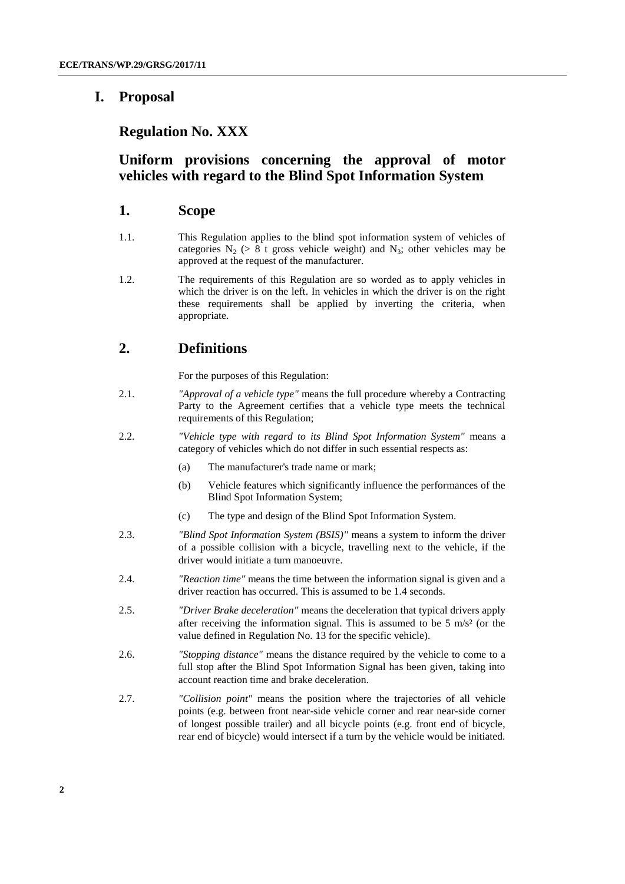# I. Proposal

## Regulation No. XXX

## Uniform provisions concerning the approval of motor vehicles with regard to the Blind Spot Information System

## 1. Scope

1.1. This Regulation applies to the blind spot information system of vehicles of categories $N_2$ (> 8 t gross vehicle weight) and $N_3$; other vehicles may be approved at the request of the manufacturer.

1.2. The requirements of this Regulation are so worded as to apply vehicles in which the driver is on the left. In vehicles in which the driver is on the right these requirements shall be applied by inverting the criteria, when appropriate.

## 2. Definitions

For the purposes of this Regulation:

2.1. *"Approval of a vehicle type"* means the full procedure whereby a Contracting Party to the Agreement certifies that a vehicle type meets the technical requirements of this Regulation;

2.2. *"Vehicle type with regard to its Blind Spot Information System"* means a category of vehicles which do not differ in such essential respects as:

- (a) The manufacturer's trade name or mark;
- (b) Vehicle features which significantly influence the performances of the Blind Spot Information System;
- (c) The type and design of the Blind Spot Information System.

2.3. *"Blind Spot Information System (BSIS)"* means a system to inform the driver of a possible collision with a bicycle, travelling next to the vehicle, if the driver would initiate a turn manoeuvre.

2.4. *"Reaction time"* means the time between the information signal is given and a driver reaction has occurred. This is assumed to be 1.4 seconds.

2.5. *"Driver Brake deceleration"* means the deceleration that typical drivers apply after receiving the information signal. This is assumed to be 5 $m/s^2$ (or the value defined in Regulation No. 13 for the specific vehicle).

2.6. *"Stopping distance"* means the distance required by the vehicle to come to a full stop after the Blind Spot Information Signal has been given, taking into account reaction time and brake deceleration.

2.7. *"Collision point"* means the position where the trajectories of all vehicle points (e.g. between front near-side vehicle corner and rear near-side corner of longest possible trailer) and all bicycle points (e.g. front end of bicycle, rear end of bicycle) would intersect if a turn by the vehicle would be initiated.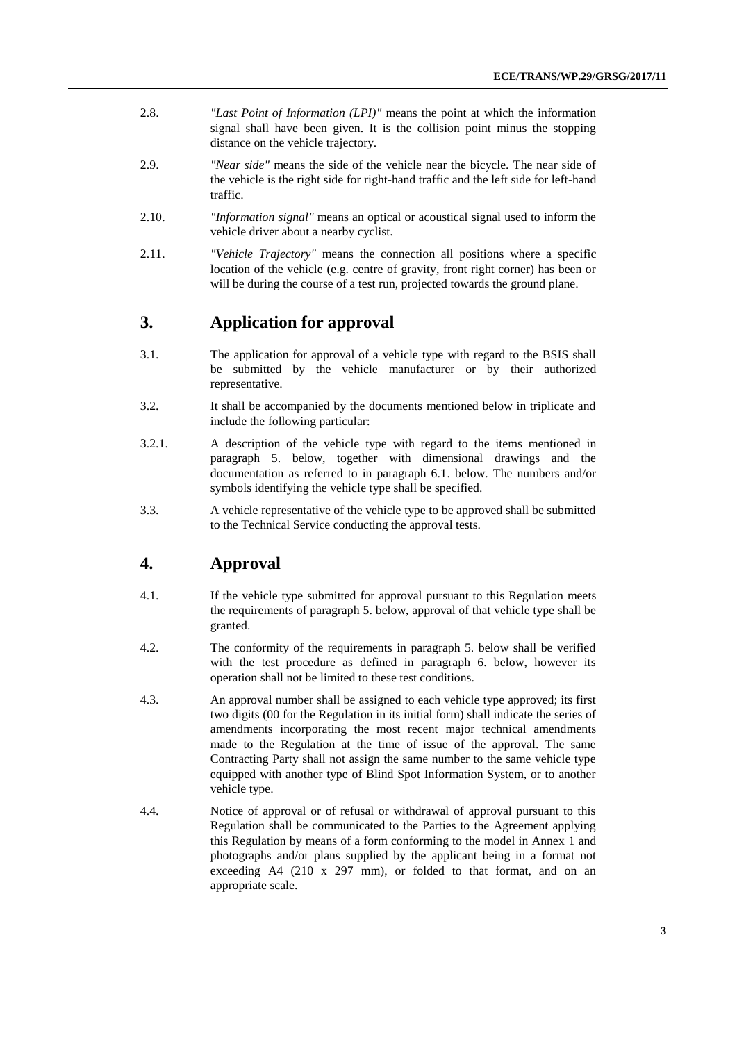2.8. *"Last Point of Information (LPI)"* means the point at which the information signal shall have been given. It is the collision point minus the stopping distance on the vehicle trajectory.

2.9. *"Near side"* means the side of the vehicle near the bicycle. The near side of the vehicle is the right side for right-hand traffic and the left side for left-hand traffic.

2.10. *"Information signal"* means an optical or acoustical signal used to inform the vehicle driver about a nearby cyclist.

2.11. *"Vehicle Trajectory"* means the connection all positions where a specific location of the vehicle (e.g. centre of gravity, front right corner) has been or will be during the course of a test run, projected towards the ground plane.

## 3. Application for approval

3.1. The application for approval of a vehicle type with regard to the BSIS shall be submitted by the vehicle manufacturer or by their authorized representative.

3.2. It shall be accompanied by the documents mentioned below in triplicate and include the following particular:

3.2.1. A description of the vehicle type with regard to the items mentioned in paragraph 5. below, together with dimensional drawings and the documentation as referred to in paragraph 6.1. below. The numbers and/or symbols identifying the vehicle type shall be specified.

3.3. A vehicle representative of the vehicle type to be approved shall be submitted to the Technical Service conducting the approval tests.

## 4. Approval

4.1. If the vehicle type submitted for approval pursuant to this Regulation meets the requirements of paragraph 5. below, approval of that vehicle type shall be granted.

4.2. The conformity of the requirements in paragraph 5. below shall be verified with the test procedure as defined in paragraph 6. below, however its operation shall not be limited to these test conditions.

4.3. An approval number shall be assigned to each vehicle type approved; its first two digits (00 for the Regulation in its initial form) shall indicate the series of amendments incorporating the most recent major technical amendments made to the Regulation at the time of issue of the approval. The same Contracting Party shall not assign the same number to the same vehicle type equipped with another type of Blind Spot Information System, or to another vehicle type.

4.4. Notice of approval or of refusal or withdrawal of approval pursuant to this Regulation shall be communicated to the Parties to the Agreement applying this Regulation by means of a form conforming to the model in Annex 1 and photographs and/or plans supplied by the applicant being in a format not exceeding A4 (210 x 297 mm), or folded to that format, and on an appropriate scale.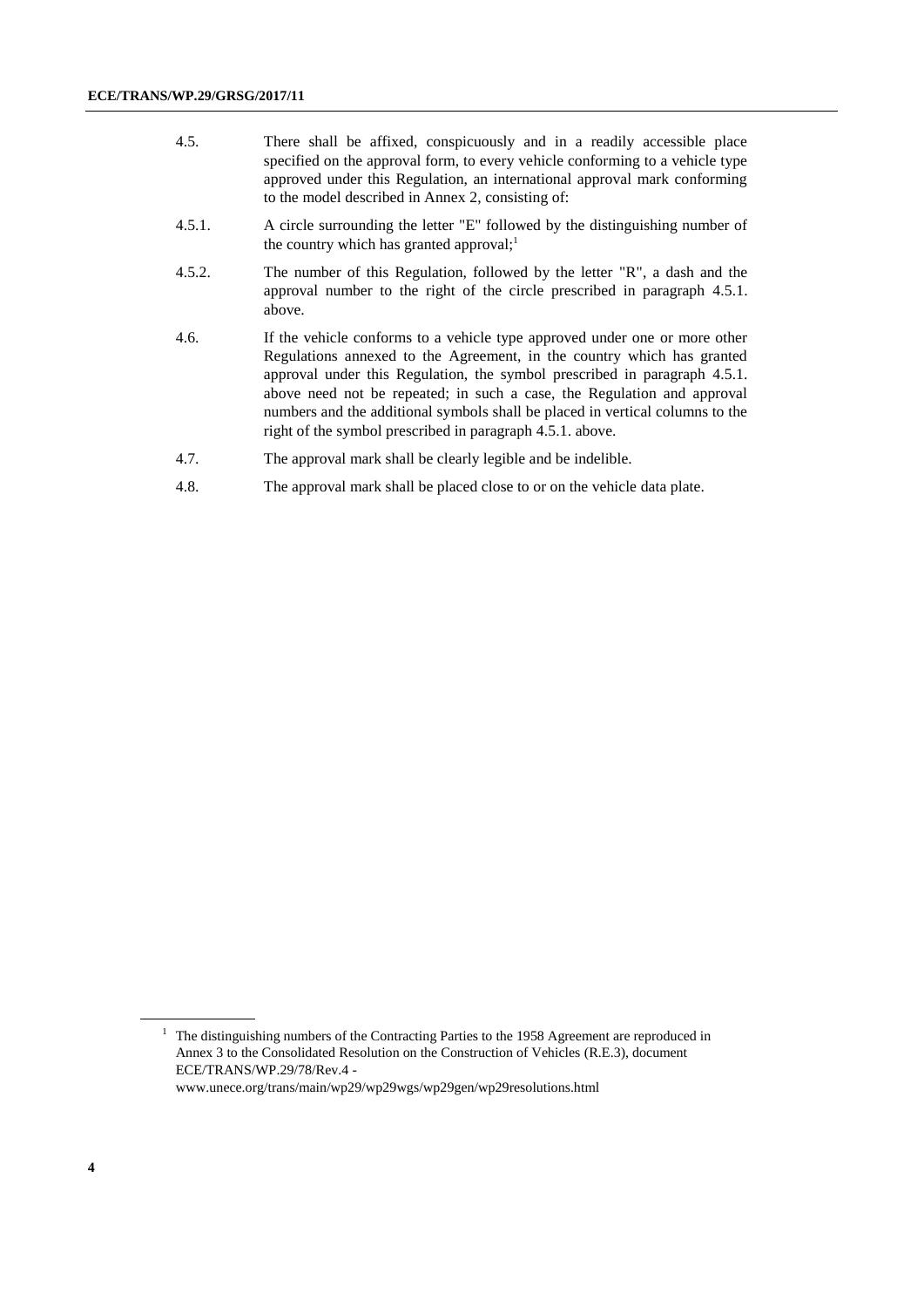4.5. There shall be affixed, conspicuously and in a readily accessible place specified on the approval form, to every vehicle conforming to a vehicle type approved under this Regulation, an international approval mark conforming to the model described in Annex 2, consisting of:

4.5.1. A circle surrounding the letter "E" followed by the distinguishing number of the country which has granted approval;[1]

4.5.2. The number of this Regulation, followed by the letter "R", a dash and the approval number to the right of the circle prescribed in paragraph 4.5.1. above.

4.6. If the vehicle conforms to a vehicle type approved under one or more other Regulations annexed to the Agreement, in the country which has granted approval under this Regulation, the symbol prescribed in paragraph 4.5.1. above need not be repeated; in such a case, the Regulation and approval numbers and the additional symbols shall be placed in vertical columns to the right of the symbol prescribed in paragraph 4.5.1. above.

4.7. The approval mark shall be clearly legible and be indelible.

4.8. The approval mark shall be placed close to or on the vehicle data plate.

---

[1] The distinguishing numbers of the Contracting Parties to the 1958 Agreement are reproduced in Annex 3 to the Consolidated Resolution on the Construction of Vehicles (R.E.3), document ECE/TRANS/WP.29/78/Rev.4 - www.unece.org/trans/main/wp29/wp29wgs/wp29gen/wp29resolutions.html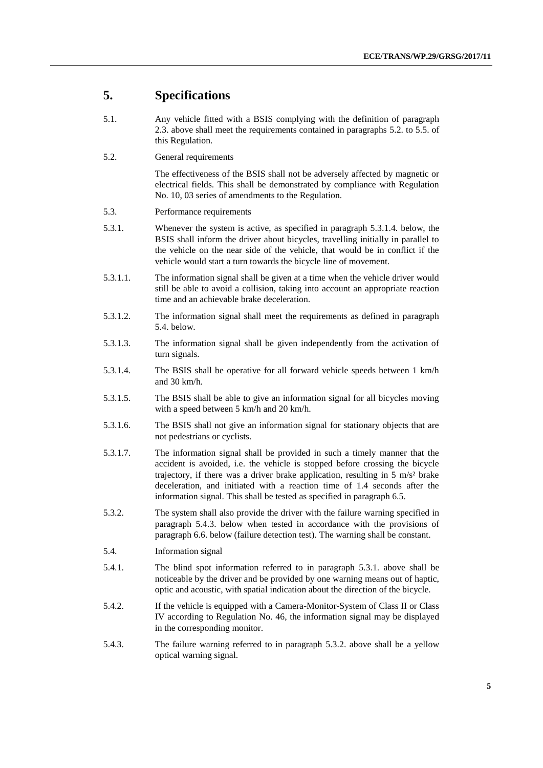# 5. Specifications

5.1. Any vehicle fitted with a BSIS complying with the definition of paragraph 2.3. above shall meet the requirements contained in paragraphs 5.2. to 5.5. of this Regulation.

5.2. General requirements

The effectiveness of the BSIS shall not be adversely affected by magnetic or electrical fields. This shall be demonstrated by compliance with Regulation No. 10, 03 series of amendments to the Regulation.

5.3. Performance requirements

5.3.1. Whenever the system is active, as specified in paragraph 5.3.1.4. below, the BSIS shall inform the driver about bicycles, travelling initially in parallel to the vehicle on the near side of the vehicle, that would be in conflict if the vehicle would start a turn towards the bicycle line of movement.

5.3.1.1. The information signal shall be given at a time when the vehicle driver would still be able to avoid a collision, taking into account an appropriate reaction time and an achievable brake deceleration.

5.3.1.2. The information signal shall meet the requirements as defined in paragraph 5.4. below.

5.3.1.3. The information signal shall be given independently from the activation of turn signals.

5.3.1.4. The BSIS shall be operative for all forward vehicle speeds between 1 km/h and 30 km/h.

5.3.1.5. The BSIS shall be able to give an information signal for all bicycles moving with a speed between 5 km/h and 20 km/h.

5.3.1.6. The BSIS shall not give an information signal for stationary objects that are not pedestrians or cyclists.

5.3.1.7. The information signal shall be provided in such a timely manner that the accident is avoided, i.e. the vehicle is stopped before crossing the bicycle trajectory, if there was a driver brake application, resulting in 5 $m/s^2$ brake deceleration, and initiated with a reaction time of 1.4 seconds after the information signal. This shall be tested as specified in paragraph 6.5.

5.3.2. The system shall also provide the driver with the failure warning specified in paragraph 5.4.3. below when tested in accordance with the provisions of paragraph 6.6. below (failure detection test). The warning shall be constant.

5.4. Information signal

5.4.1. The blind spot information referred to in paragraph 5.3.1. above shall be noticeable by the driver and be provided by one warning means out of haptic, optic and acoustic, with spatial indication about the direction of the bicycle.

5.4.2. If the vehicle is equipped with a Camera-Monitor-System of Class II or Class IV according to Regulation No. 46, the information signal may be displayed in the corresponding monitor.

5.4.3. The failure warning referred to in paragraph 5.3.2. above shall be a yellow optical warning signal.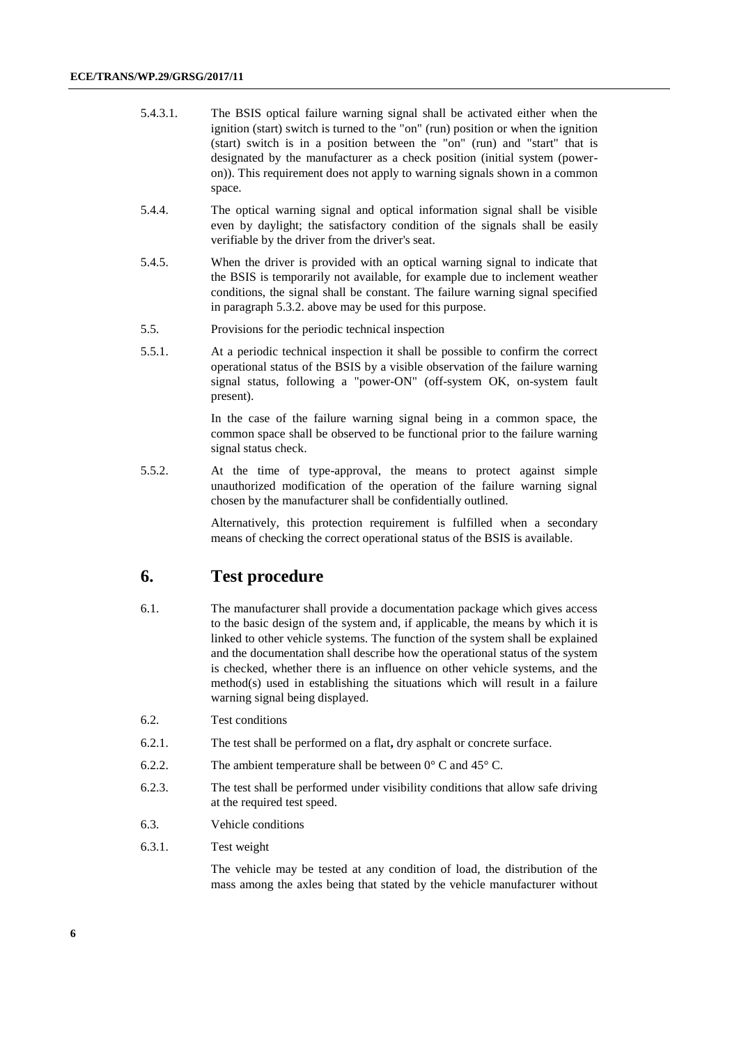5.4.3.1. The BSIS optical failure warning signal shall be activated either when the ignition (start) switch is turned to the "on" (run) position or when the ignition (start) switch is in a position between the "on" (run) and "start" that is designated by the manufacturer as a check position (initial system (power-on)). This requirement does not apply to warning signals shown in a common space.

5.4.4. The optical warning signal and optical information signal shall be visible even by daylight; the satisfactory condition of the signals shall be easily verifiable by the driver from the driver's seat.

5.4.5. When the driver is provided with an optical warning signal to indicate that the BSIS is temporarily not available, for example due to inclement weather conditions, the signal shall be constant. The failure warning signal specified in paragraph 5.3.2. above may be used for this purpose.

5.5. Provisions for the periodic technical inspection

5.5.1. At a periodic technical inspection it shall be possible to confirm the correct operational status of the BSIS by a visible observation of the failure warning signal status, following a "power-ON" (off-system OK, on-system fault present).

In the case of the failure warning signal being in a common space, the common space shall be observed to be functional prior to the failure warning signal status check.

5.5.2. At the time of type-approval, the means to protect against simple unauthorized modification of the operation of the failure warning signal chosen by the manufacturer shall be confidentially outlined.

Alternatively, this protection requirement is fulfilled when a secondary means of checking the correct operational status of the BSIS is available.

## 6. Test procedure

6.1. The manufacturer shall provide a documentation package which gives access to the basic design of the system and, if applicable, the means by which it is linked to other vehicle systems. The function of the system shall be explained and the documentation shall describe how the operational status of the system is checked, whether there is an influence on other vehicle systems, and the method(s) used in establishing the situations which will result in a failure warning signal being displayed.

6.2. Test conditions

6.2.1. The test shall be performed on a flat**,** dry asphalt or concrete surface.

6.2.2. The ambient temperature shall be between 0° C and 45° C.

6.2.3. The test shall be performed under visibility conditions that allow safe driving at the required test speed.

6.3. Vehicle conditions

6.3.1. Test weight

The vehicle may be tested at any condition of load, the distribution of the mass among the axles being that stated by the vehicle manufacturer without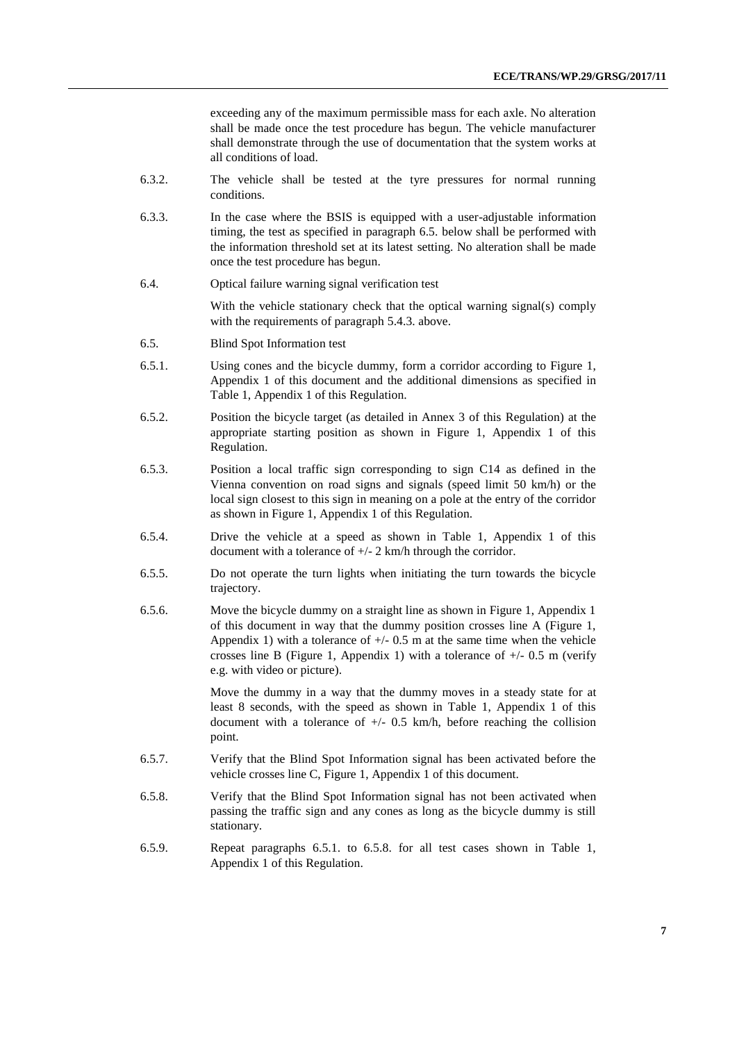exceeding any of the maximum permissible mass for each axle. No alteration shall be made once the test procedure has begun. The vehicle manufacturer shall demonstrate through the use of documentation that the system works at all conditions of load.

6.3.2. The vehicle shall be tested at the tyre pressures for normal running conditions.

6.3.3. In the case where the BSIS is equipped with a user-adjustable information timing, the test as specified in paragraph 6.5. below shall be performed with the information threshold set at its latest setting. No alteration shall be made once the test procedure has begun.

6.4. Optical failure warning signal verification test

With the vehicle stationary check that the optical warning signal(s) comply with the requirements of paragraph 5.4.3. above.

6.5. Blind Spot Information test

6.5.1. Using cones and the bicycle dummy, form a corridor according to Figure 1, Appendix 1 of this document and the additional dimensions as specified in Table 1, Appendix 1 of this Regulation.

6.5.2. Position the bicycle target (as detailed in Annex 3 of this Regulation) at the appropriate starting position as shown in Figure 1, Appendix 1 of this Regulation.

6.5.3. Position a local traffic sign corresponding to sign C14 as defined in the Vienna convention on road signs and signals (speed limit 50 km/h) or the local sign closest to this sign in meaning on a pole at the entry of the corridor as shown in Figure 1, Appendix 1 of this Regulation.

6.5.4. Drive the vehicle at a speed as shown in Table 1, Appendix 1 of this document with a tolerance of +/- 2 km/h through the corridor.

6.5.5. Do not operate the turn lights when initiating the turn towards the bicycle trajectory.

6.5.6. Move the bicycle dummy on a straight line as shown in Figure 1, Appendix 1 of this document in way that the dummy position crosses line A (Figure 1, Appendix 1) with a tolerance of +/- 0.5 m at the same time when the vehicle crosses line B (Figure 1, Appendix 1) with a tolerance of +/- 0.5 m (verify e.g. with video or picture).

Move the dummy in a way that the dummy moves in a steady state for at least 8 seconds, with the speed as shown in Table 1, Appendix 1 of this document with a tolerance of +/- 0.5 km/h, before reaching the collision point.

6.5.7. Verify that the Blind Spot Information signal has been activated before the vehicle crosses line C, Figure 1, Appendix 1 of this document.

6.5.8. Verify that the Blind Spot Information signal has not been activated when passing the traffic sign and any cones as long as the bicycle dummy is still stationary.

6.5.9. Repeat paragraphs 6.5.1. to 6.5.8. for all test cases shown in Table 1, Appendix 1 of this Regulation.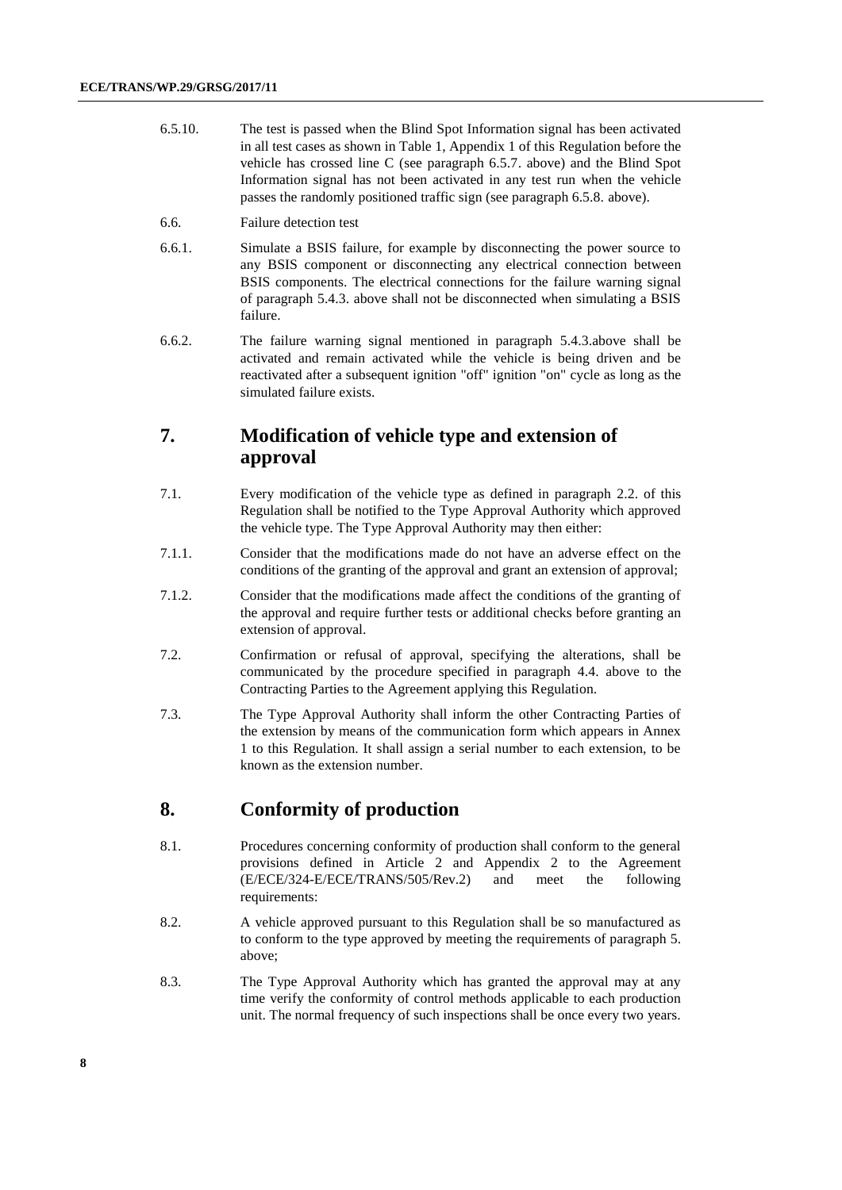6.5.10. The test is passed when the Blind Spot Information signal has been activated in all test cases as shown in Table 1, Appendix 1 of this Regulation before the vehicle has crossed line C (see paragraph 6.5.7. above) and the Blind Spot Information signal has not been activated in any test run when the vehicle passes the randomly positioned traffic sign (see paragraph 6.5.8. above).

6.6. Failure detection test

6.6.1. Simulate a BSIS failure, for example by disconnecting the power source to any BSIS component or disconnecting any electrical connection between BSIS components. The electrical connections for the failure warning signal of paragraph 5.4.3. above shall not be disconnected when simulating a BSIS failure.

6.6.2. The failure warning signal mentioned in paragraph 5.4.3.above shall be activated and remain activated while the vehicle is being driven and be reactivated after a subsequent ignition "off" ignition "on" cycle as long as the simulated failure exists.

## 7. Modification of vehicle type and extension of approval

7.1. Every modification of the vehicle type as defined in paragraph 2.2. of this Regulation shall be notified to the Type Approval Authority which approved the vehicle type. The Type Approval Authority may then either:

7.1.1. Consider that the modifications made do not have an adverse effect on the conditions of the granting of the approval and grant an extension of approval;

7.1.2. Consider that the modifications made affect the conditions of the granting of the approval and require further tests or additional checks before granting an extension of approval.

7.2. Confirmation or refusal of approval, specifying the alterations, shall be communicated by the procedure specified in paragraph 4.4. above to the Contracting Parties to the Agreement applying this Regulation.

7.3. The Type Approval Authority shall inform the other Contracting Parties of the extension by means of the communication form which appears in Annex 1 to this Regulation. It shall assign a serial number to each extension, to be known as the extension number.

## 8. Conformity of production

8.1. Procedures concerning conformity of production shall conform to the general provisions defined in Article 2 and Appendix 2 to the Agreement (E/ECE/324-E/ECE/TRANS/505/Rev.2) and meet the following requirements:

8.2. A vehicle approved pursuant to this Regulation shall be so manufactured as to conform to the type approved by meeting the requirements of paragraph 5. above;

8.3. The Type Approval Authority which has granted the approval may at any time verify the conformity of control methods applicable to each production unit. The normal frequency of such inspections shall be once every two years.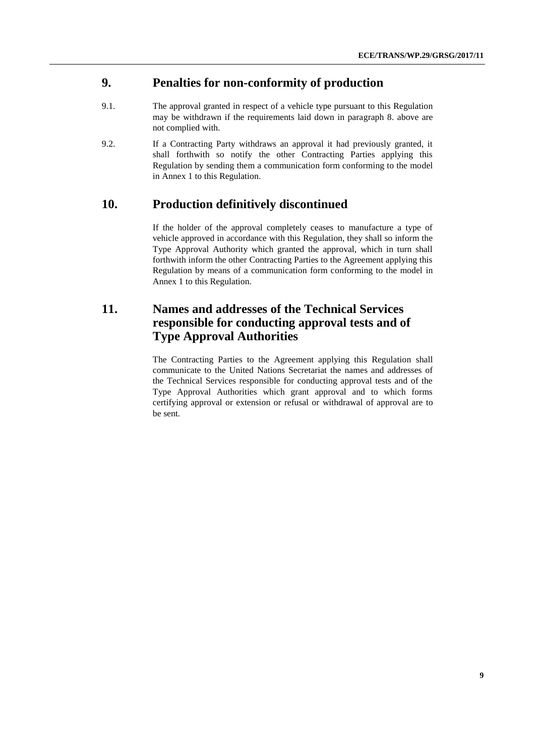## 9. Penalties for non-conformity of production

9.1. The approval granted in respect of a vehicle type pursuant to this Regulation may be withdrawn if the requirements laid down in paragraph 8. above are not complied with.

9.2. If a Contracting Party withdraws an approval it had previously granted, it shall forthwith so notify the other Contracting Parties applying this Regulation by sending them a communication form conforming to the model in Annex 1 to this Regulation.

## 10. Production definitively discontinued

If the holder of the approval completely ceases to manufacture a type of vehicle approved in accordance with this Regulation, they shall so inform the Type Approval Authority which granted the approval, which in turn shall forthwith inform the other Contracting Parties to the Agreement applying this Regulation by means of a communication form conforming to the model in Annex 1 to this Regulation.

## 11. Names and addresses of the Technical Services responsible for conducting approval tests and of Type Approval Authorities

The Contracting Parties to the Agreement applying this Regulation shall communicate to the United Nations Secretariat the names and addresses of the Technical Services responsible for conducting approval tests and of the Type Approval Authorities which grant approval and to which forms certifying approval or extension or refusal or withdrawal of approval are to be sent.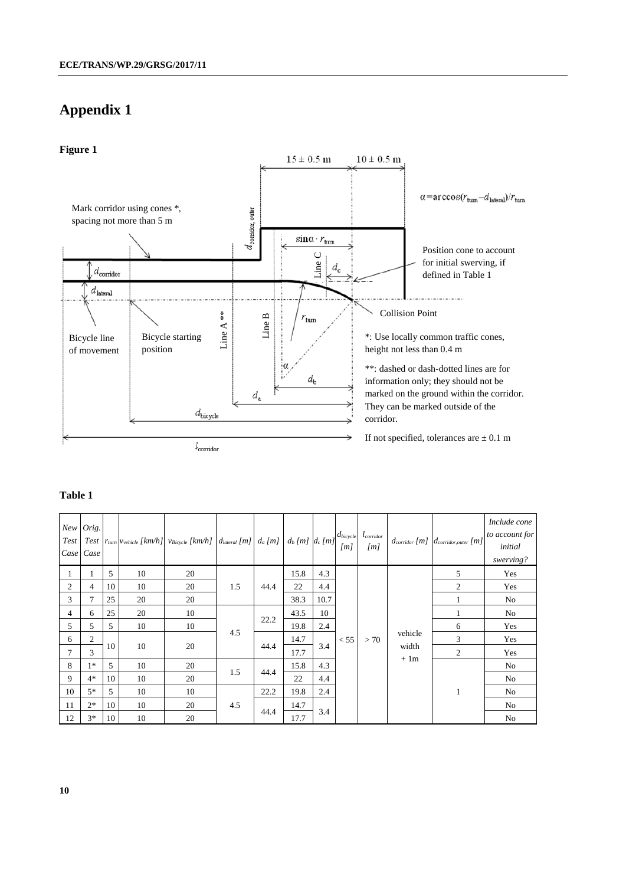# Appendix 1

**Figure 1**

$15 \pm 0.5$ m

$10 \pm 0.5$ m

$\alpha = \arccos(r_{turn} - d_{lateral})/r_{turn}$

Mark corridor using cones *, spacing not more than 5 m

$d_{corridor,\ outer}$

$\sin\alpha \cdot r_{turn}$

Line C

$d_c$

Position cone to account for initial swerving, if defined in Table 1

$d_{corridor}$

$d_{lateral}$

Collision Point

Bicycle line of movement

Bicycle starting position

Line A **

Line B

$r_{turn}$

$\alpha$

$d_b$

$d_a$

$d_{bicycle}$

$l_{corridor}$

*: Use locally common traffic cones, height not less than 0.4 m

**: dashed or dash-dotted lines are for information only; they should not be marked on the ground within the corridor. They can be marked outside of the corridor.

If not specified, tolerances are $\pm$ 0.1 m

**Table 1**

| *New Test Case* | *Orig. Test Case* | $r_{turn}$ | $v_{vehicle}$ *[km/h]* | $v_{Bicycle}$ *[km/h]* | $d_{lateral}$ *[m]* | $d_a$ *[m]* | $d_b$ *[m]* | $d_c$ *[m]* | $d_{bicycle}$ *[m]* | $l_{corridor}$ *[m]* | $d_{corridor}$ *[m]* | $d_{corridor,outer}$ *[m]* | *Include cone to account for initial swerving?* |
|---|---|---|---|---|---|---|---|---|---|---|---|---|---|
| 1 | 1 | 5 | 10 | 20 | 1.5 | 44.4 | 15.8 | 4.3 | < 55 | > 70 | vehicle width + 1m | 5 | Yes |
| 2 | 4 | 10 | 10 | 20 | 1.5 | 44.4 | 22 | 4.4 | < 55 | > 70 | vehicle width + 1m | 2 | Yes |
| 3 | 7 | 25 | 20 | 20 | 1.5 | 44.4 | 38.3 | 10.7 | < 55 | > 70 | vehicle width + 1m | 1 | No |
| 4 | 6 | 25 | 20 | 10 | 4.5 | 22.2 | 43.5 | 10 | < 55 | > 70 | vehicle width + 1m | 1 | No |
| 5 | 5 | 5 | 10 | 10 | 4.5 | 22.2 | 19.8 | 2.4 | < 55 | > 70 | vehicle width + 1m | 6 | Yes |
| 6 | 2 | 10 | 10 | 20 | 4.5 | 44.4 | 14.7 | 3.4 | < 55 | > 70 | vehicle width + 1m | 3 | Yes |
| 7 | 3 | 10 | 10 | 20 | 4.5 | 44.4 | 17.7 | 3.4 | < 55 | > 70 | vehicle width + 1m | 2 | Yes |
| 8 | 1* | 5 | 10 | 20 | 1.5 | 44.4 | 15.8 | 4.3 | < 55 | > 70 | vehicle width + 1m | 1 | No |
| 9 | 4* | 10 | 10 | 20 | 1.5 | 44.4 | 22 | 4.4 | < 55 | > 70 | vehicle width + 1m | 1 | No |
| 10 | 5* | 5 | 10 | 10 | 4.5 | 22.2 | 19.8 | 2.4 | < 55 | > 70 | vehicle width + 1m | 1 | No |
| 11 | 2* | 10 | 10 | 20 | 4.5 | 44.4 | 14.7 | 3.4 | < 55 | > 70 | vehicle width + 1m | 1 | No |
| 12 | 3* | 10 | 10 | 20 | 4.5 | 44.4 | 17.7 | 3.4 | < 55 | > 70 | vehicle width + 1m | 1 | No |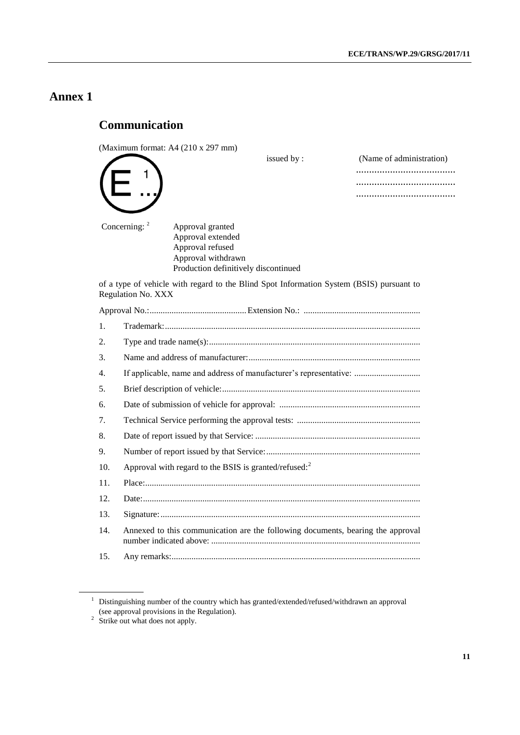# Annex 1

## Communication

(Maximum format: A4 (210 x 297 mm))

E [1] ...

issued by : (Name of administration)
......................................
......................................
......................................

Concerning: [2]
Approval granted
Approval extended
Approval refused
Approval withdrawn
Production definitively discontinued

of a type of vehicle with regard to the Blind Spot Information System (BSIS) pursuant to Regulation No. XXX

Approval No.:............................................Extension No.: ....................................................

1. Trademark:..................................................................................................................

2. Type and trade name(s):...............................................................................................

3. Name and address of manufacturer:.............................................................................

4. If applicable, name and address of manufacturer's representative: ..............................

5. Brief description of vehicle:.........................................................................................

6. Date of submission of vehicle for approval: ...............................................................

7. Technical Service performing the approval tests: .......................................................

8. Date of report issued by that Service: ..........................................................................

9. Number of report issued by that Service:.....................................................................

10. Approval with regard to the BSIS is granted/refused:[2]

11. Place:...........................................................................................................................

12. Date:............................................................................................................................

13. Signature:....................................................................................................................

14. Annexed to this communication are the following documents, bearing the approval number indicated above: ..............................................................................................

15. Any remarks:...............................................................................................................

---

[1] Distinguishing number of the country which has granted/extended/refused/withdrawn an approval (see approval provisions in the Regulation).

[2] Strike out what does not apply.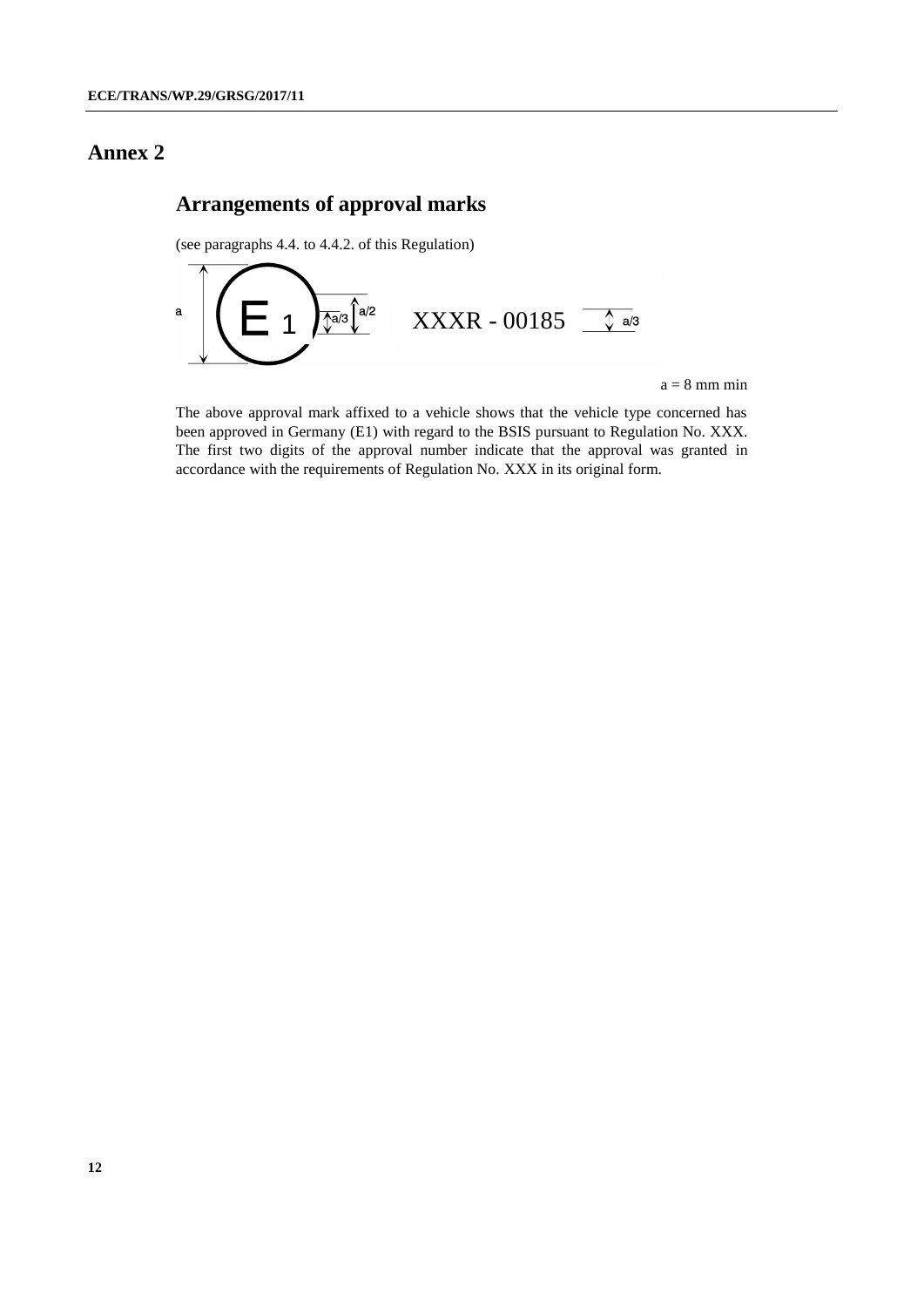# Annex 2

## Arrangements of approval marks

(see paragraphs 4.4. to 4.4.2. of this Regulation)

a = 8 mm min

The above approval mark affixed to a vehicle shows that the vehicle type concerned has been approved in Germany (E1) with regard to the BSIS pursuant to Regulation No. XXX. The first two digits of the approval number indicate that the approval was granted in accordance with the requirements of Regulation No. XXX in its original form.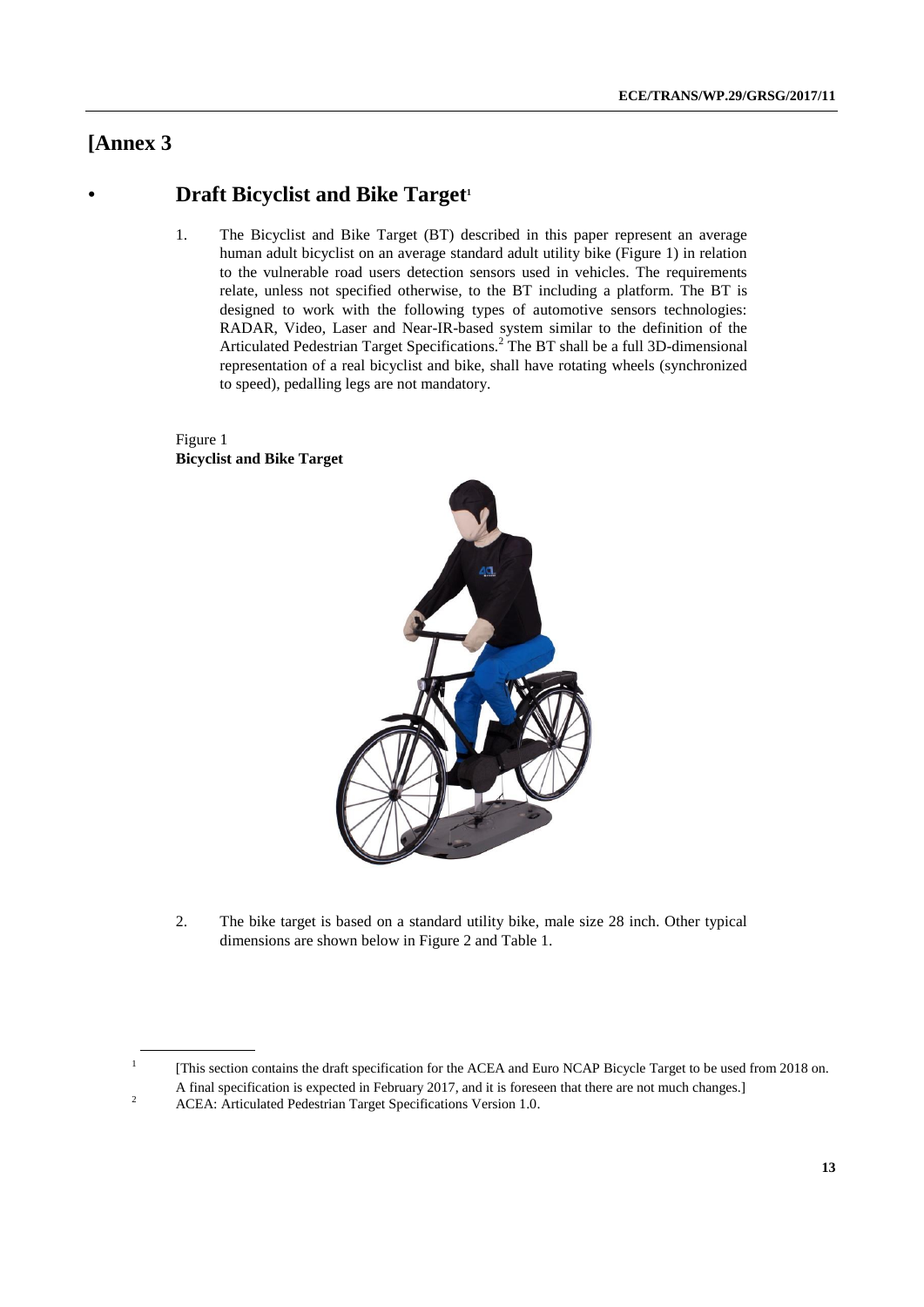# [Annex 3

## • Draft Bicyclist and Bike Target[1]

1. The Bicyclist and Bike Target (BT) described in this paper represent an average human adult bicyclist on an average standard adult utility bike (Figure 1) in relation to the vulnerable road users detection sensors used in vehicles. The requirements relate, unless not specified otherwise, to the BT including a platform. The BT is designed to work with the following types of automotive sensors technologies: RADAR, Video, Laser and Near-IR-based system similar to the definition of the Articulated Pedestrian Target Specifications.[2] The BT shall be a full 3D-dimensional representation of a real bicyclist and bike, shall have rotating wheels (synchronized to speed), pedalling legs are not mandatory.

Figure 1
**Bicyclist and Bike Target**

2. The bike target is based on a standard utility bike, male size 28 inch. Other typical dimensions are shown below in Figure 2 and Table 1.

[1] [This section contains the draft specification for the ACEA and Euro NCAP Bicycle Target to be used from 2018 on. A final specification is expected in February 2017, and it is foreseen that there are not much changes.]

[2] ACEA: Articulated Pedestrian Target Specifications Version 1.0.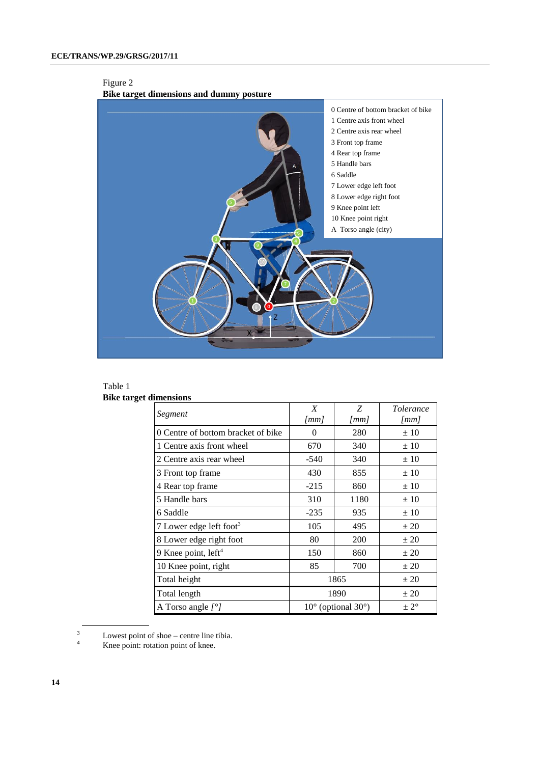Figure 2

**Bike target dimensions and dummy posture**

0 Centre of bottom bracket of bike
1 Centre axis front wheel
2 Centre axis rear wheel
3 Front top frame
4 Rear top frame
5 Handle bars
6 Saddle
7 Lower edge left foot
8 Lower edge right foot
9 Knee point left
10 Knee point right
A Torso angle (city)

Table 1

**Bike target dimensions**

| *Segment* | *X [mm]* | *Z [mm]* | *Tolerance [mm]* |
|---|---|---|---|
| 0 Centre of bottom bracket of bike | 0 | 280 | ± 10 |
| 1 Centre axis front wheel | 670 | 340 | ± 10 |
| 2 Centre axis rear wheel | -540 | 340 | ± 10 |
| 3 Front top frame | 430 | 855 | ± 10 |
| 4 Rear top frame | -215 | 860 | ± 10 |
| 5 Handle bars | 310 | 1180 | ± 10 |
| 6 Saddle | -235 | 935 | ± 10 |
| 7 Lower edge left foot[3] | 105 | 495 | ± 20 |
| 8 Lower edge right foot | 80 | 200 | ± 20 |
| 9 Knee point, left[4] | 150 | 860 | ± 20 |
| 10 Knee point, right | 85 | 700 | ± 20 |
| Total height | 1865 | | ± 20 |
| Total length | 1890 | | ± 20 |
| A Torso angle *[°]* | 10° (optional 30°) | | ± 2° |

[3] Lowest point of shoe – centre line tibia.

[4] Knee point: rotation point of knee.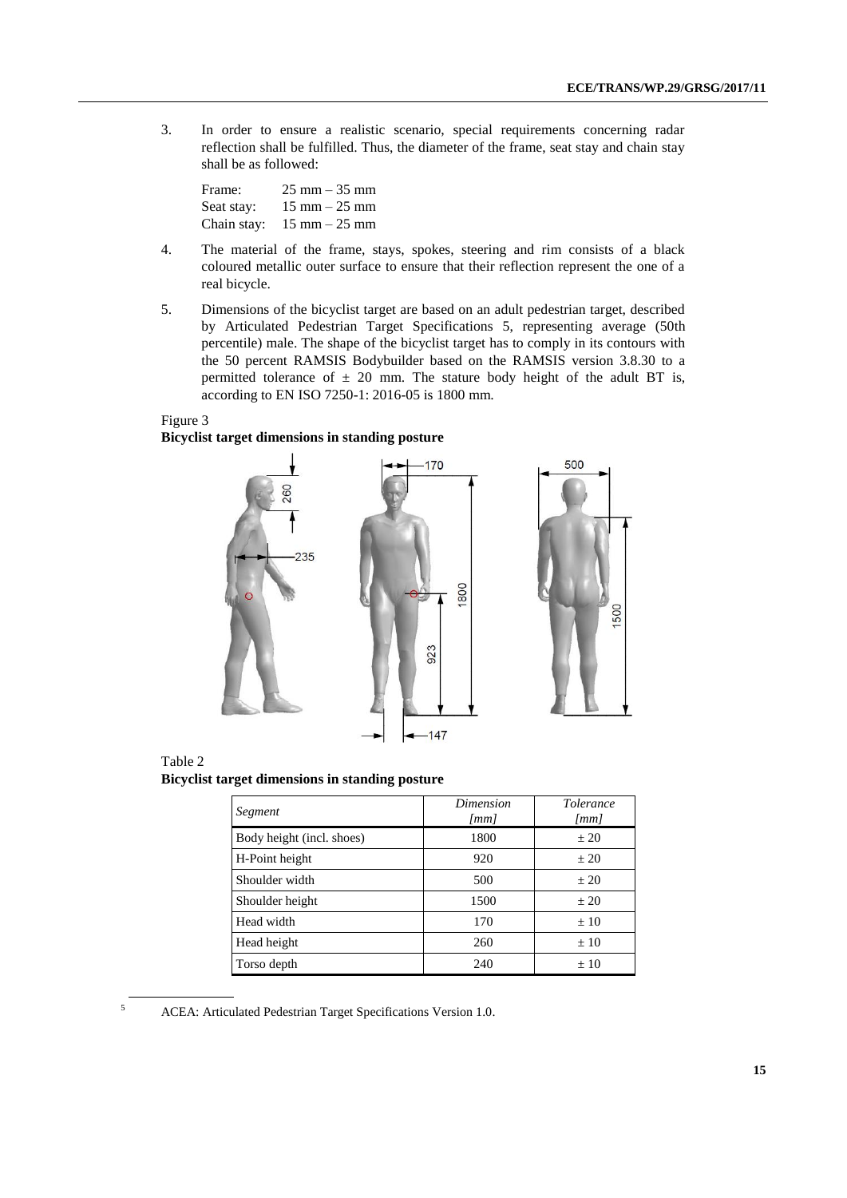3. In order to ensure a realistic scenario, special requirements concerning radar reflection shall be fulfilled. Thus, the diameter of the frame, seat stay and chain stay shall be as followed:

   Frame: 25 mm – 35 mm
   Seat stay: 15 mm – 25 mm
   Chain stay: 15 mm – 25 mm

4. The material of the frame, stays, spokes, steering and rim consists of a black coloured metallic outer surface to ensure that their reflection represent the one of a real bicycle.

5. Dimensions of the bicyclist target are based on an adult pedestrian target, described by Articulated Pedestrian Target Specifications [5], representing average (50th percentile) male. The shape of the bicyclist target has to comply in its contours with the 50 percent RAMSIS Bodybuilder based on the RAMSIS version 3.8.30 to a permitted tolerance of ± 20 mm. The stature body height of the adult BT is, according to EN ISO 7250-1: 2016-05 is 1800 mm.

Figure 3
**Bicyclist target dimensions in standing posture**

Table 2
**Bicyclist target dimensions in standing posture**

| *Segment* | *Dimension [mm]* | *Tolerance [mm]* |
|---|---|---|
| Body height (incl. shoes) | 1800 | ± 20 |
| H-Point height | 920 | ± 20 |
| Shoulder width | 500 | ± 20 |
| Shoulder height | 1500 | ± 20 |
| Head width | 170 | ± 10 |
| Head height | 260 | ± 10 |
| Torso depth | 240 | ± 10 |

[5] ACEA: Articulated Pedestrian Target Specifications Version 1.0.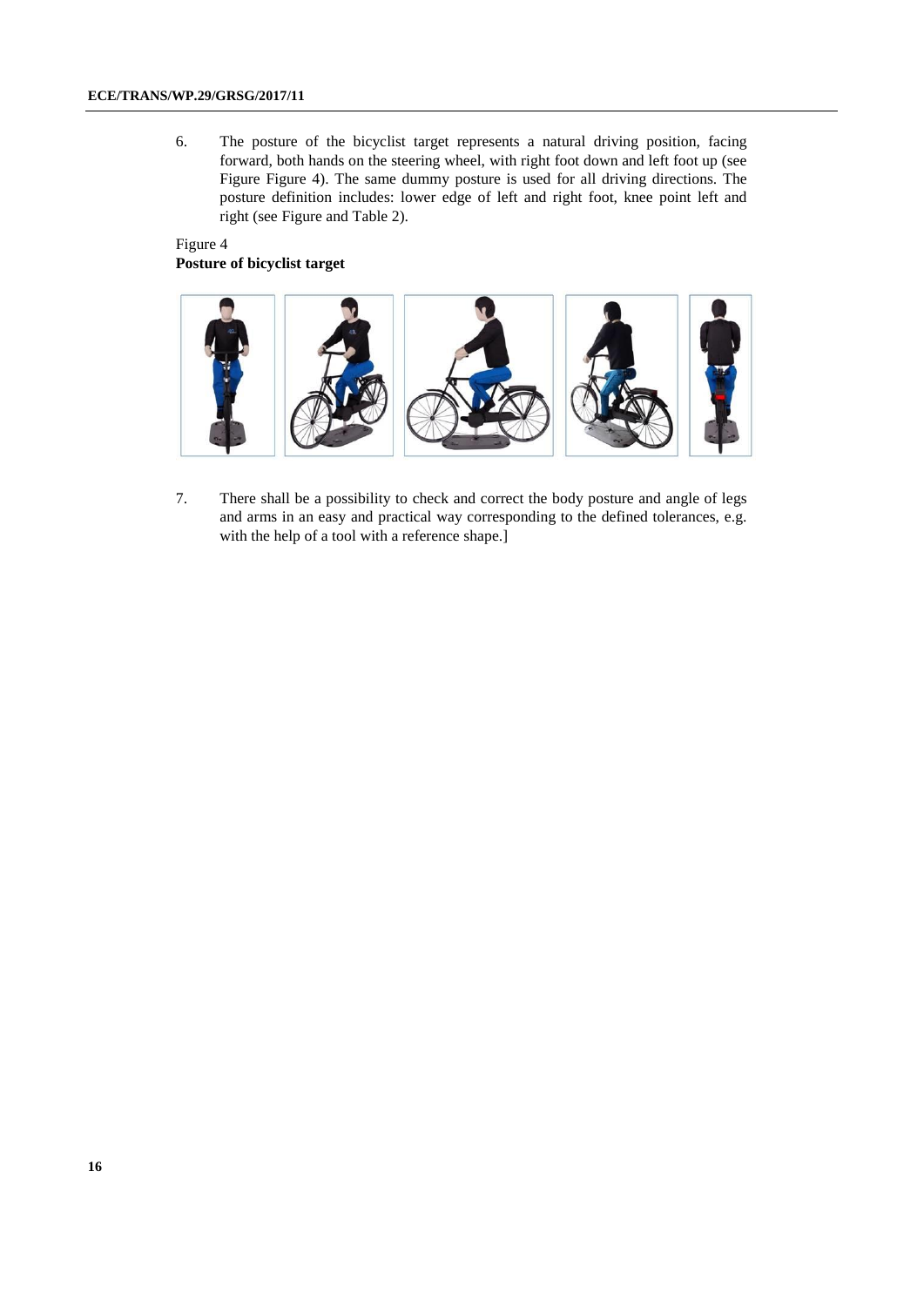6. The posture of the bicyclist target represents a natural driving position, facing forward, both hands on the steering wheel, with right foot down and left foot up (see Figure Figure 4). The same dummy posture is used for all driving directions. The posture definition includes: lower edge of left and right foot, knee point left and right (see Figure and Table 2).

Figure 4
**Posture of bicyclist target**

7. There shall be a possibility to check and correct the body posture and angle of legs and arms in an easy and practical way corresponding to the defined tolerances, e.g. with the help of a tool with a reference shape.]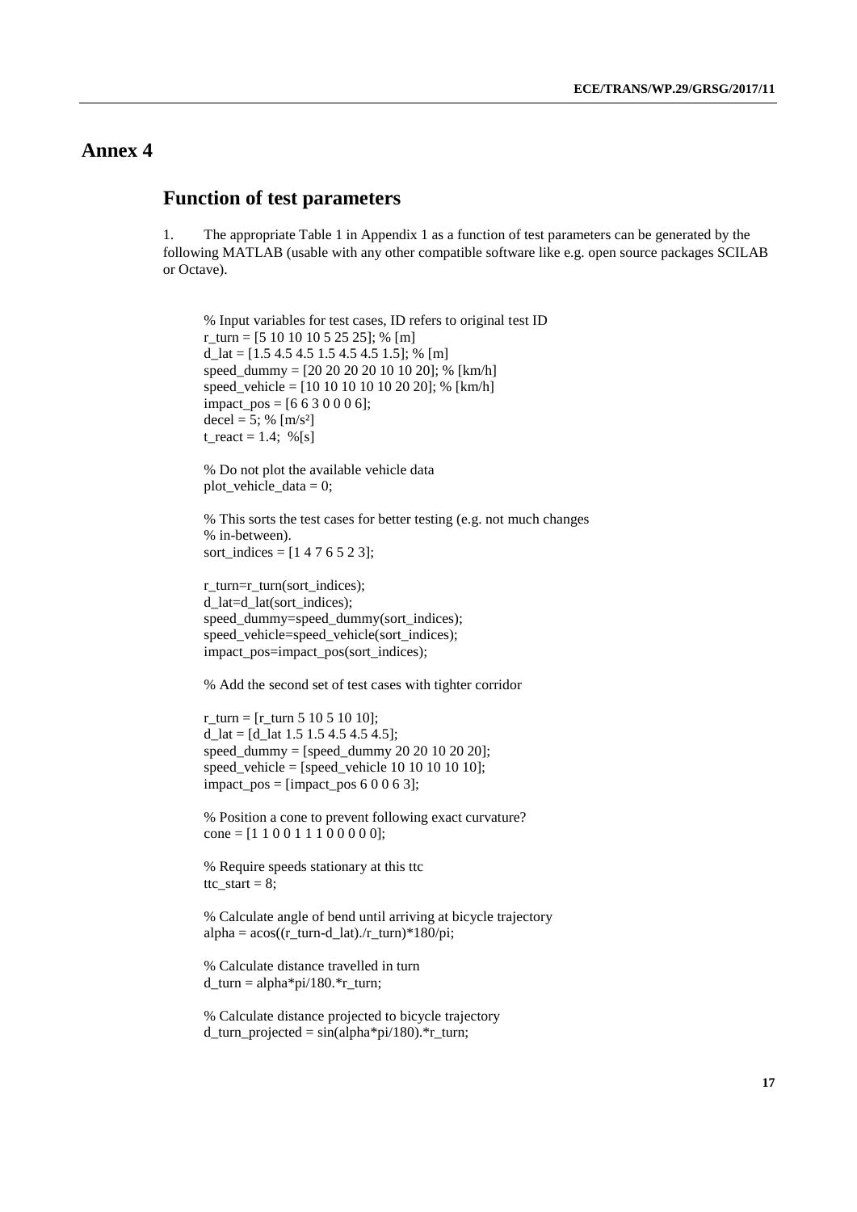# Annex 4

## Function of test parameters

1. The appropriate Table 1 in Appendix 1 as a function of test parameters can be generated by the following MATLAB (usable with any other compatible software like e.g. open source packages SCILAB or Octave).

```
% Input variables for test cases, ID refers to original test ID
r_turn = [5 10 10 10 5 25 25]; % [m]
d_lat = [1.5 4.5 4.5 1.5 4.5 4.5 1.5]; % [m]
speed_dummy = [20 20 20 20 10 10 20]; % [km/h]
speed_vehicle = [10 10 10 10 10 20 20]; % [km/h]
impact_pos = [6 6 3 0 0 0 6];
decel = 5; % [m/s²]
t_react = 1.4;  %[s]

% Do not plot the available vehicle data
plot_vehicle_data = 0;

% This sorts the test cases for better testing (e.g. not much changes
% in-between).
sort_indices = [1 4 7 6 5 2 3];

r_turn=r_turn(sort_indices);
d_lat=d_lat(sort_indices);
speed_dummy=speed_dummy(sort_indices);
speed_vehicle=speed_vehicle(sort_indices);
impact_pos=impact_pos(sort_indices);

% Add the second set of test cases with tighter corridor

r_turn = [r_turn 5 10 5 10 10];
d_lat = [d_lat 1.5 1.5 4.5 4.5 4.5];
speed_dummy = [speed_dummy 20 20 10 20 20];
speed_vehicle = [speed_vehicle 10 10 10 10 10];
impact_pos = [impact_pos 6 0 0 6 3];

% Position a cone to prevent following exact curvature?
cone = [1 1 0 0 1 1 1 0 0 0 0 0];

% Require speeds stationary at this ttc
ttc_start = 8;

% Calculate angle of bend until arriving at bicycle trajectory
alpha = acos((r_turn-d_lat)./r_turn)*180/pi;

% Calculate distance travelled in turn
d_turn = alpha*pi/180.*r_turn;

% Calculate distance projected to bicycle trajectory
d_turn_projected = sin(alpha*pi/180).*r_turn;
```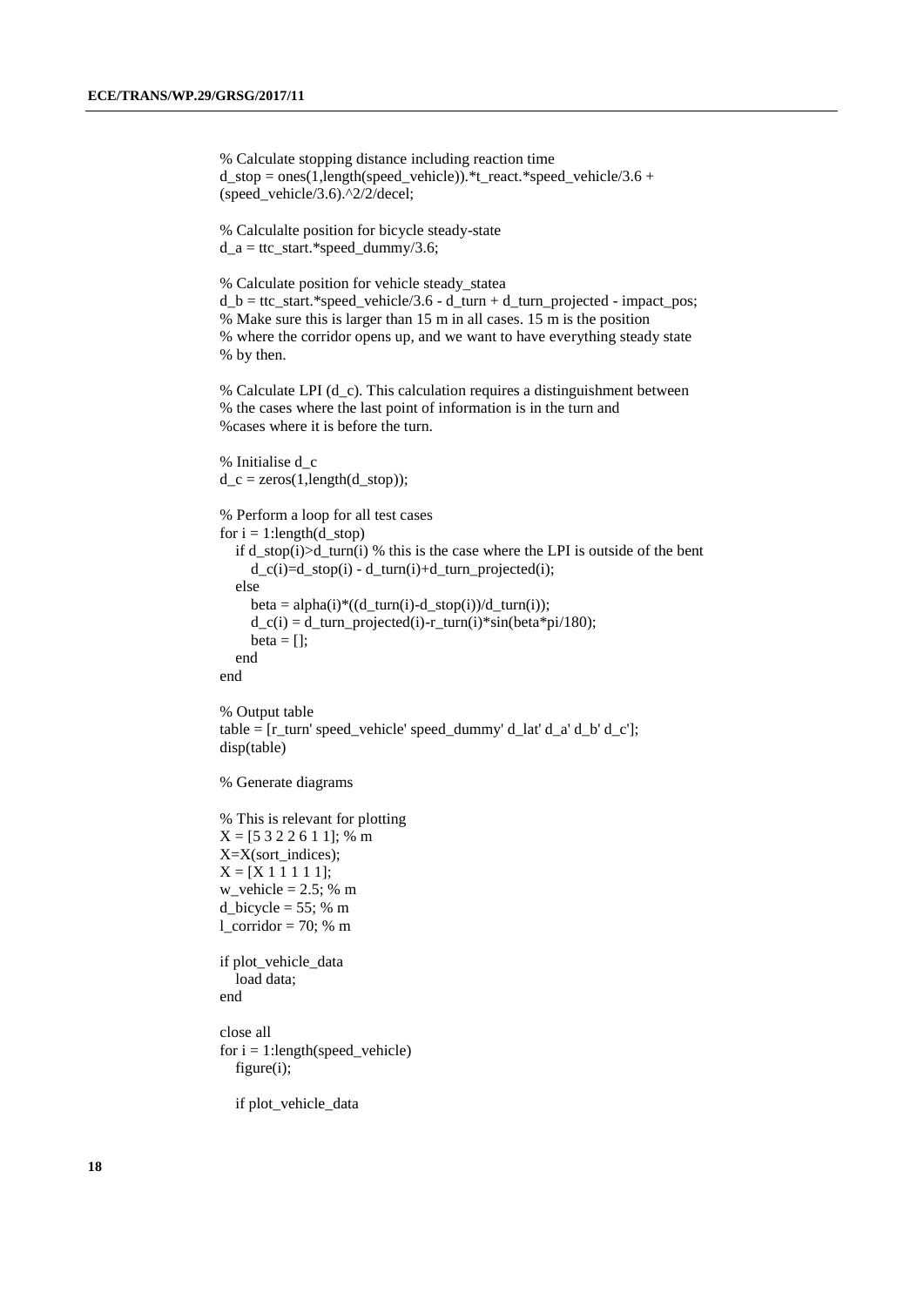```
% Calculate stopping distance including reaction time
d_stop = ones(1,length(speed_vehicle)).*t_react.*speed_vehicle/3.6 +
(speed_vehicle/3.6).^2/2/decel;

% Calculalte position for bicycle steady-state
d_a = ttc_start.*speed_dummy/3.6;

% Calculate position for vehicle steady_statea
d_b = ttc_start.*speed_vehicle/3.6 - d_turn + d_turn_projected - impact_pos;
% Make sure this is larger than 15 m in all cases. 15 m is the position
% where the corridor opens up, and we want to have everything steady state
% by then.

% Calculate LPI (d_c). This calculation requires a distinguishment between
% the cases where the last point of information is in the turn and
%cases where it is before the turn.

% Initialise d_c
d_c = zeros(1,length(d_stop));

% Perform a loop for all test cases
for i = 1:length(d_stop)
   if d_stop(i)>d_turn(i) % this is the case where the LPI is outside of the bent
      d_c(i)=d_stop(i) - d_turn(i)+d_turn_projected(i);
   else
      beta = alpha(i)*((d_turn(i)-d_stop(i))/d_turn(i));
      d_c(i) = d_turn_projected(i)-r_turn(i)*sin(beta*pi/180);
      beta = [];
   end
end

% Output table
table = [r_turn' speed_vehicle' speed_dummy' d_lat' d_a' d_b' d_c'];
disp(table)

% Generate diagrams

% This is relevant for plotting
X = [5 3 2 2 6 1 1]; % m
X=X(sort_indices);
X = [X 1 1 1 1 1];
w_vehicle = 2.5; % m
d_bicycle = 55; % m
l_corridor = 70; % m

if plot_vehicle_data
   load data;
end

close all
for i = 1:length(speed_vehicle)
   figure(i);

   if plot_vehicle_data
```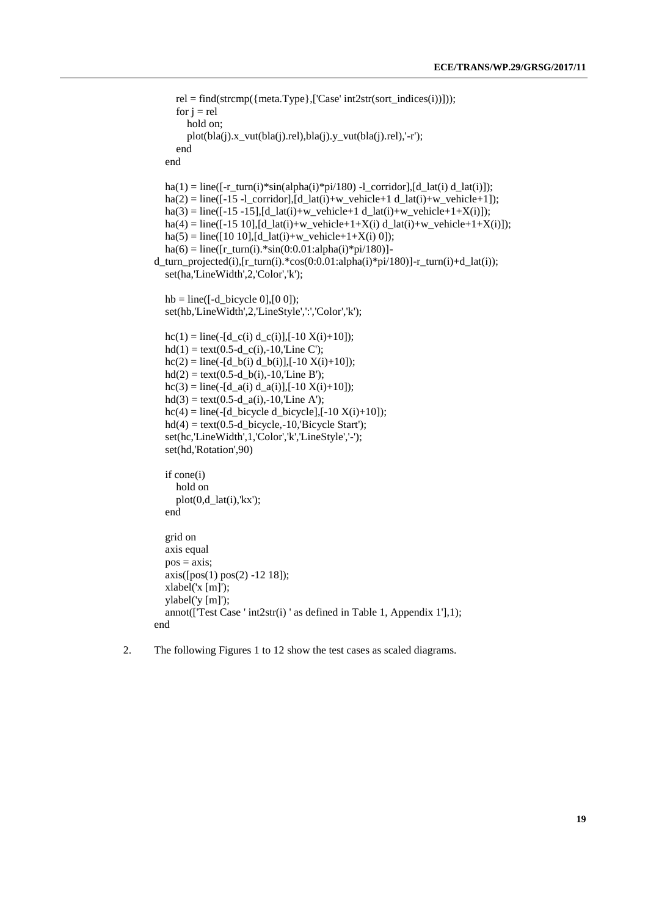```
      rel = find(strcmp({meta.Type},['Case' int2str(sort_indices(i))]));
      for j = rel
         hold on;
         plot(bla(j).x_vut(bla(j).rel),bla(j).y_vut(bla(j).rel),'-r');
      end
   end

   ha(1) = line([-r_turn(i)*sin(alpha(i)*pi/180) -l_corridor],[d_lat(i) d_lat(i)]);
   ha(2) = line([-15 -l_corridor],[d_lat(i)+w_vehicle+1 d_lat(i)+w_vehicle+1]);
   ha(3) = line([-15 -15],[d_lat(i)+w_vehicle+1 d_lat(i)+w_vehicle+1+X(i)]);
   ha(4) = line([-15 10],[d_lat(i)+w_vehicle+1+X(i) d_lat(i)+w_vehicle+1+X(i)]);
   ha(5) = line([10 10],[d_lat(i)+w_vehicle+1+X(i) 0]);
   ha(6) = line([r_turn(i).*sin(0:0.01:alpha(i)*pi/180)]-
d_turn_projected(i),[r_turn(i).*cos(0:0.01:alpha(i)*pi/180)]-r_turn(i)+d_lat(i));
   set(ha,'LineWidth',2,'Color','k');

   hb = line([-d_bicycle 0],[0 0]);
   set(hb,'LineWidth',2,'LineStyle',':','Color','k');

   hc(1) = line(-[d_c(i) d_c(i)],[-10 X(i)+10]);
   hd(1) = text(0.5-d_c(i),-10,'Line C');
   hc(2) = line(-[d_b(i) d_b(i)],[-10 X(i)+10]);
   hd(2) = text(0.5-d_b(i),-10,'Line B');
   hc(3) = line(-[d_a(i) d_a(i)],[-10 X(i)+10]);
   hd(3) = text(0.5-d_a(i),-10,'Line A');
   hc(4) = line(-[d_bicycle d_bicycle],[-10 X(i)+10]);
   hd(4) = text(0.5-d_bicycle,-10,'Bicycle Start');
   set(hc,'LineWidth',1,'Color','k','LineStyle','-');
   set(hd,'Rotation',90)

   if cone(i)
      hold on
      plot(0,d_lat(i),'kx');
   end

   grid on
   axis equal
   pos = axis;
   axis([pos(1) pos(2) -12 18]);
   xlabel('x [m]');
   ylabel('y [m]');
   annot(['Test Case ' int2str(i) ' as defined in Table 1, Appendix 1'],1);
end
```

2. The following Figures 1 to 12 show the test cases as scaled diagrams.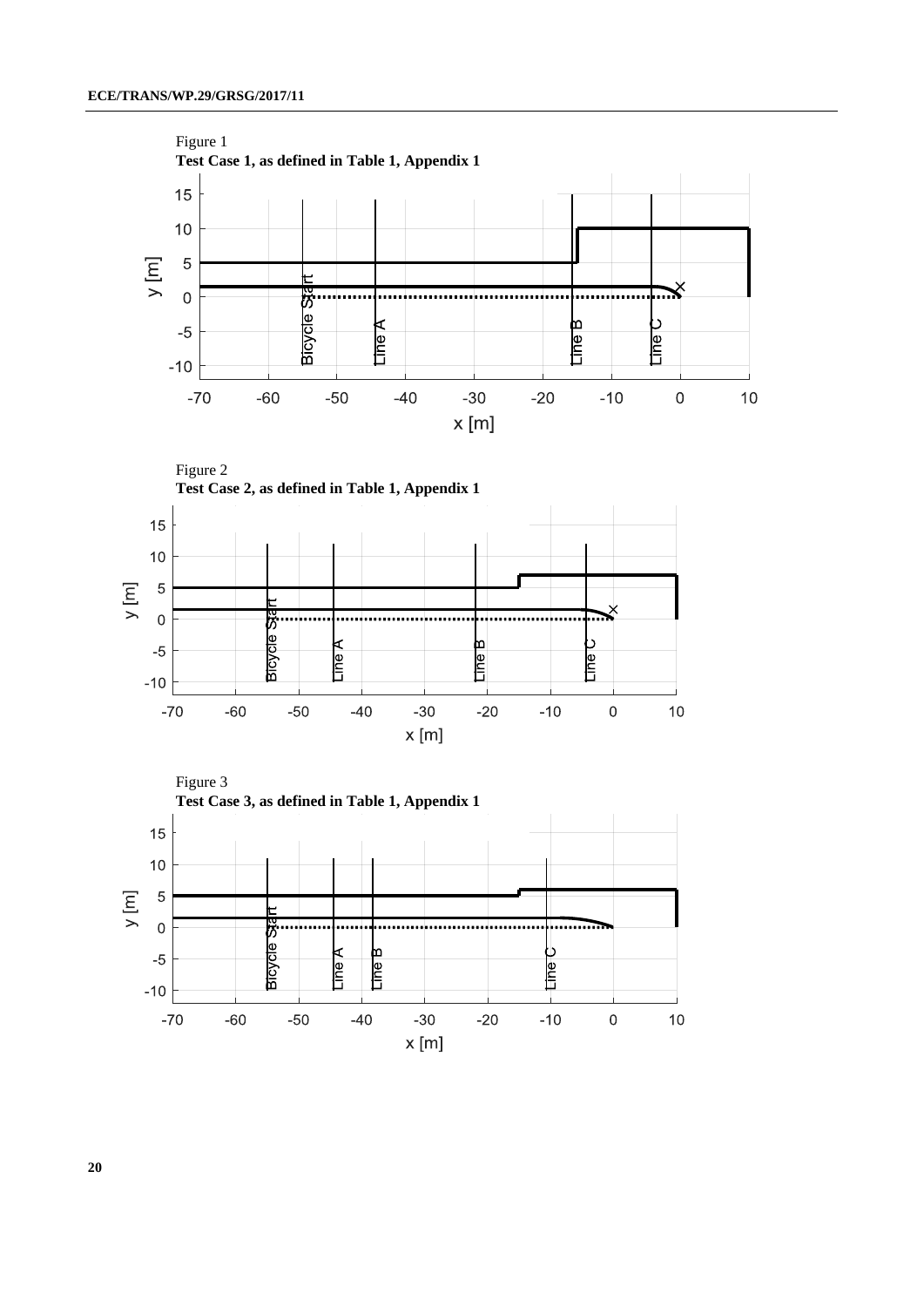Figure 1

**Test Case 1, as defined in Table 1, Appendix 1**

Figure 2

**Test Case 2, as defined in Table 1, Appendix 1**

Figure 3

**Test Case 3, as defined in Table 1, Appendix 1**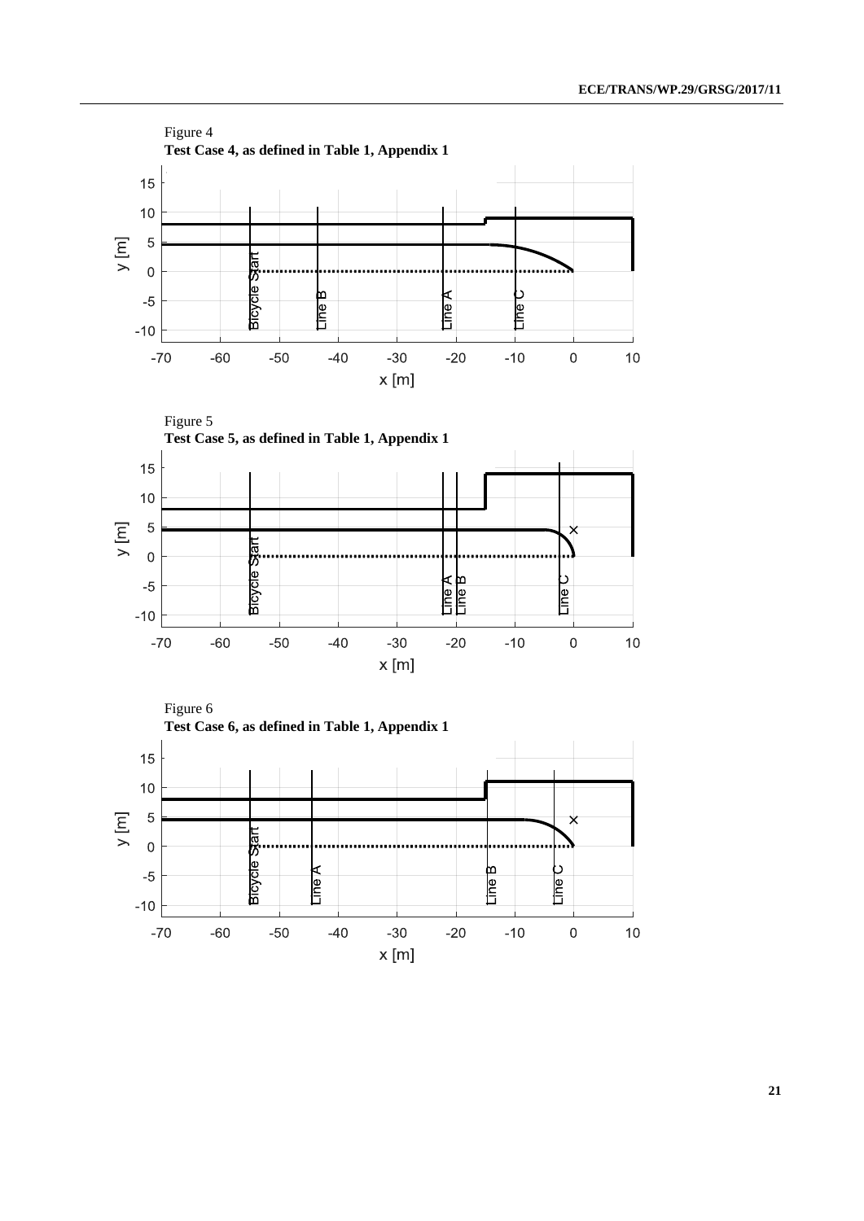Figure 4

**Test Case 4, as defined in Table 1, Appendix 1**

Figure 5

**Test Case 5, as defined in Table 1, Appendix 1**

Figure 6

**Test Case 6, as defined in Table 1, Appendix 1**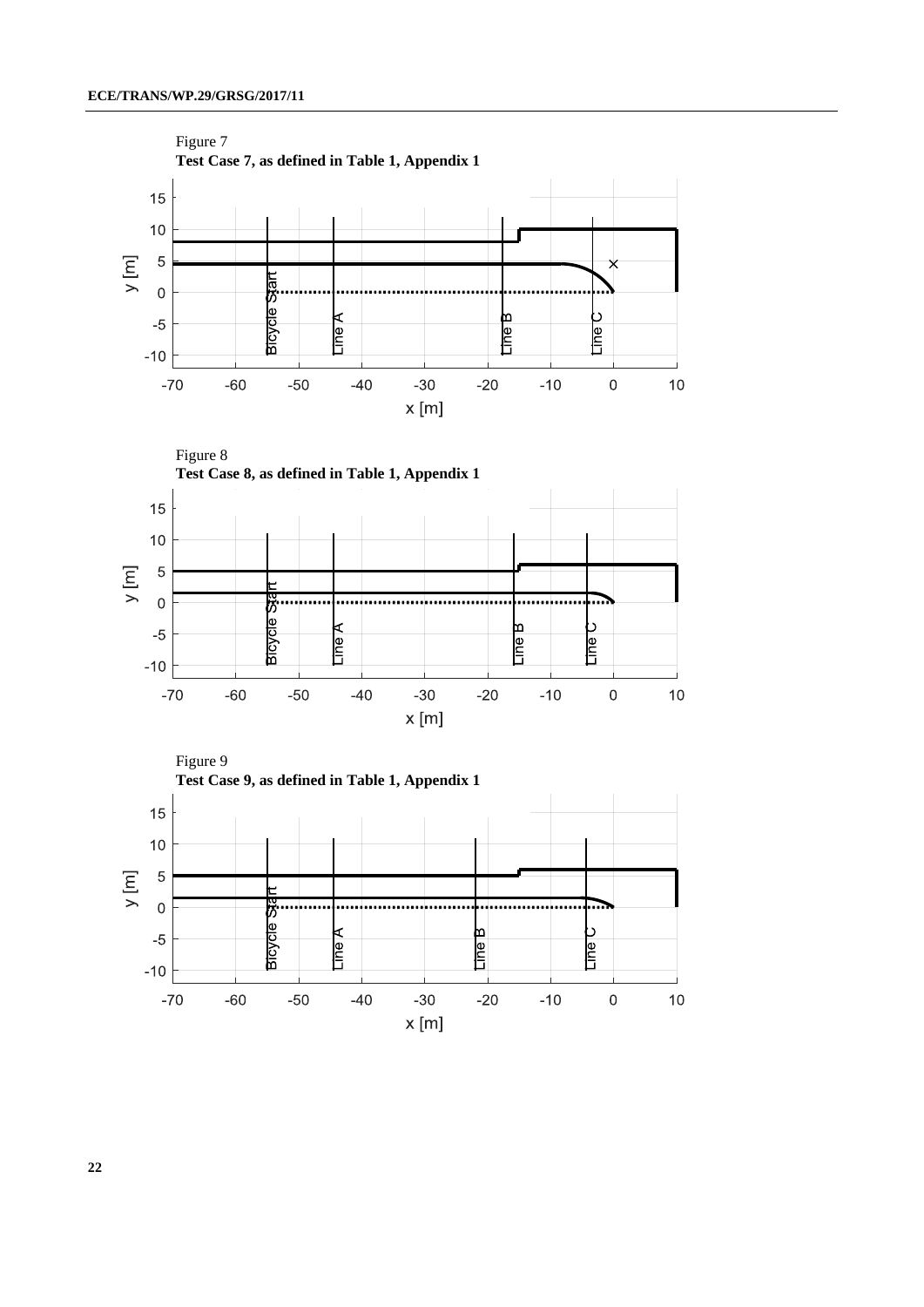Figure 7

**Test Case 7, as defined in Table 1, Appendix 1**

Figure 8

**Test Case 8, as defined in Table 1, Appendix 1**

Figure 9

**Test Case 9, as defined in Table 1, Appendix 1**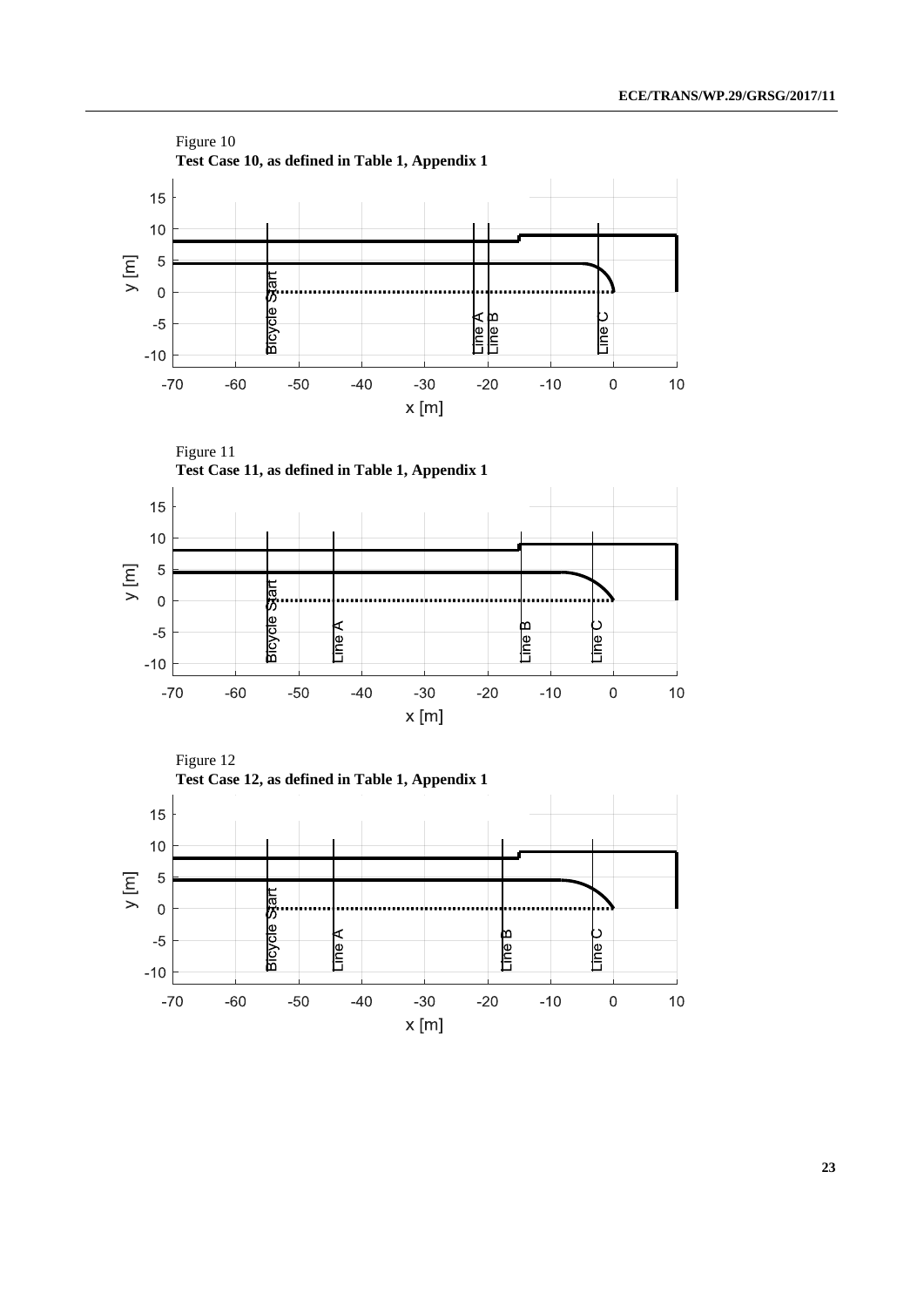Figure 10

**Test Case 10, as defined in Table 1, Appendix 1**

Figure 11

**Test Case 11, as defined in Table 1, Appendix 1**

Figure 12

**Test Case 12, as defined in Table 1, Appendix 1**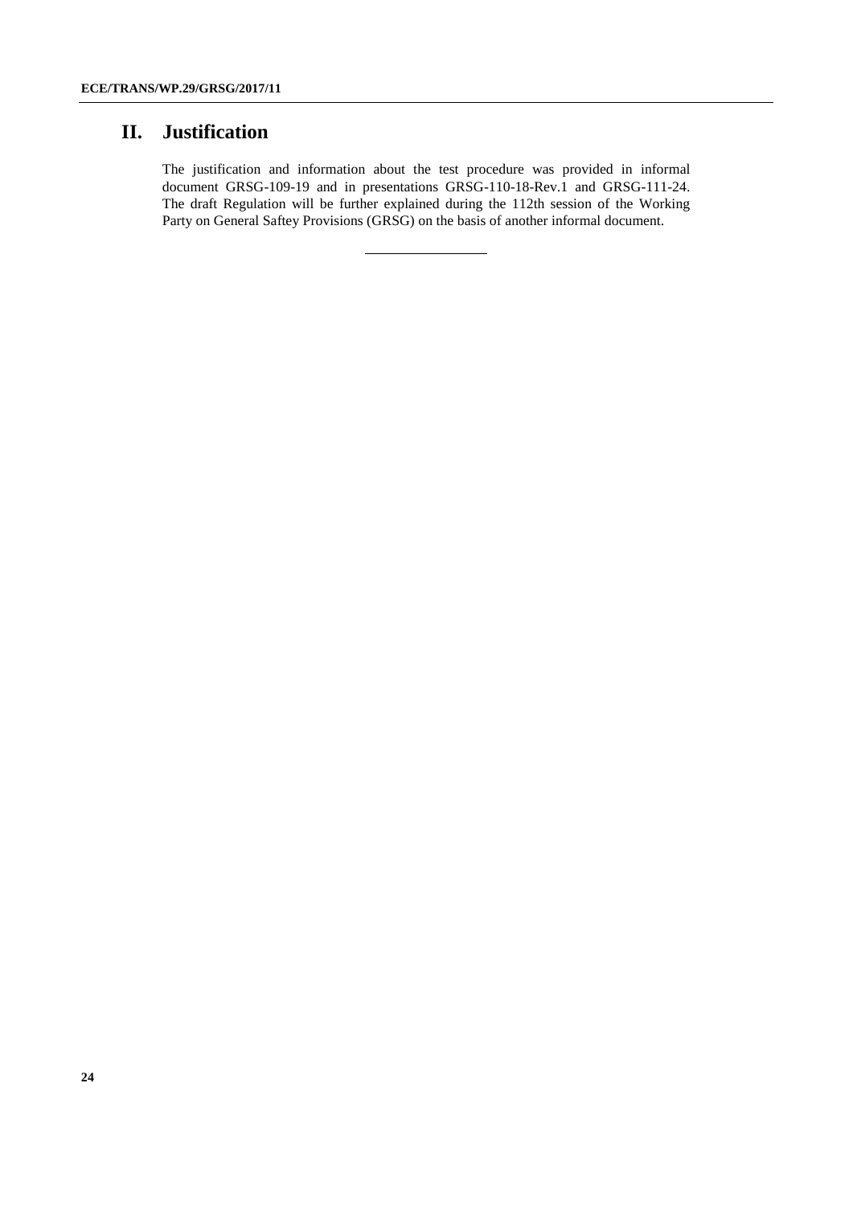## II. Justification

The justification and information about the test procedure was provided in informal document GRSG-109-19 and in presentations GRSG-110-18-Rev.1 and GRSG-111-24. The draft Regulation will be further explained during the 112th session of the Working Party on General Saftey Provisions (GRSG) on the basis of another informal document.